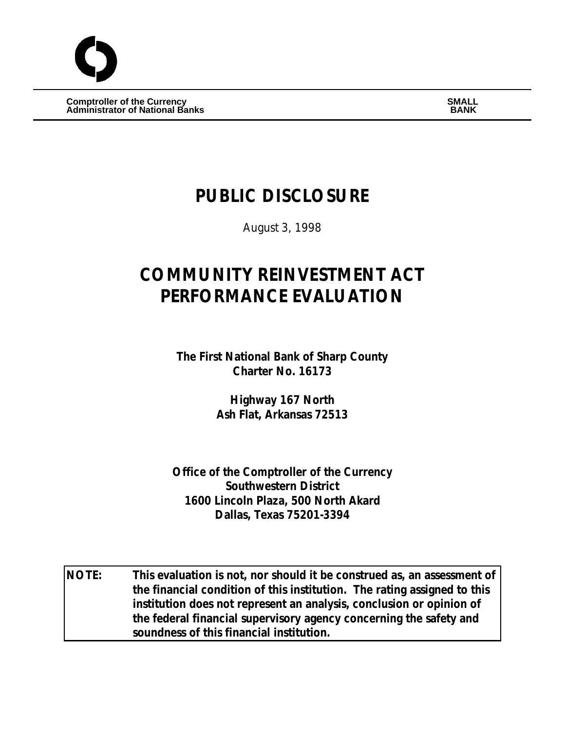**Comptroller of the Currency**
**Administrator of National Banks**

**SMALL BANK**

# PUBLIC DISCLOSURE

August 3, 1998

# COMMUNITY REINVESTMENT ACT PERFORMANCE EVALUATION

**The First National Bank of Sharp County**
**Charter No. 16173**

**Highway 167 North**
**Ash Flat, Arkansas 72513**

**Office of the Comptroller of the Currency**
**Southwestern District**
**1600 Lincoln Plaza, 500 North Akard**
**Dallas, Texas 75201-3394**

| **NOTE:** | **This evaluation is not, nor should it be construed as, an assessment of the financial condition of this institution. The rating assigned to this institution does not represent an analysis, conclusion or opinion of the federal financial supervisory agency concerning the safety and soundness of this financial institution.** |
|---|---|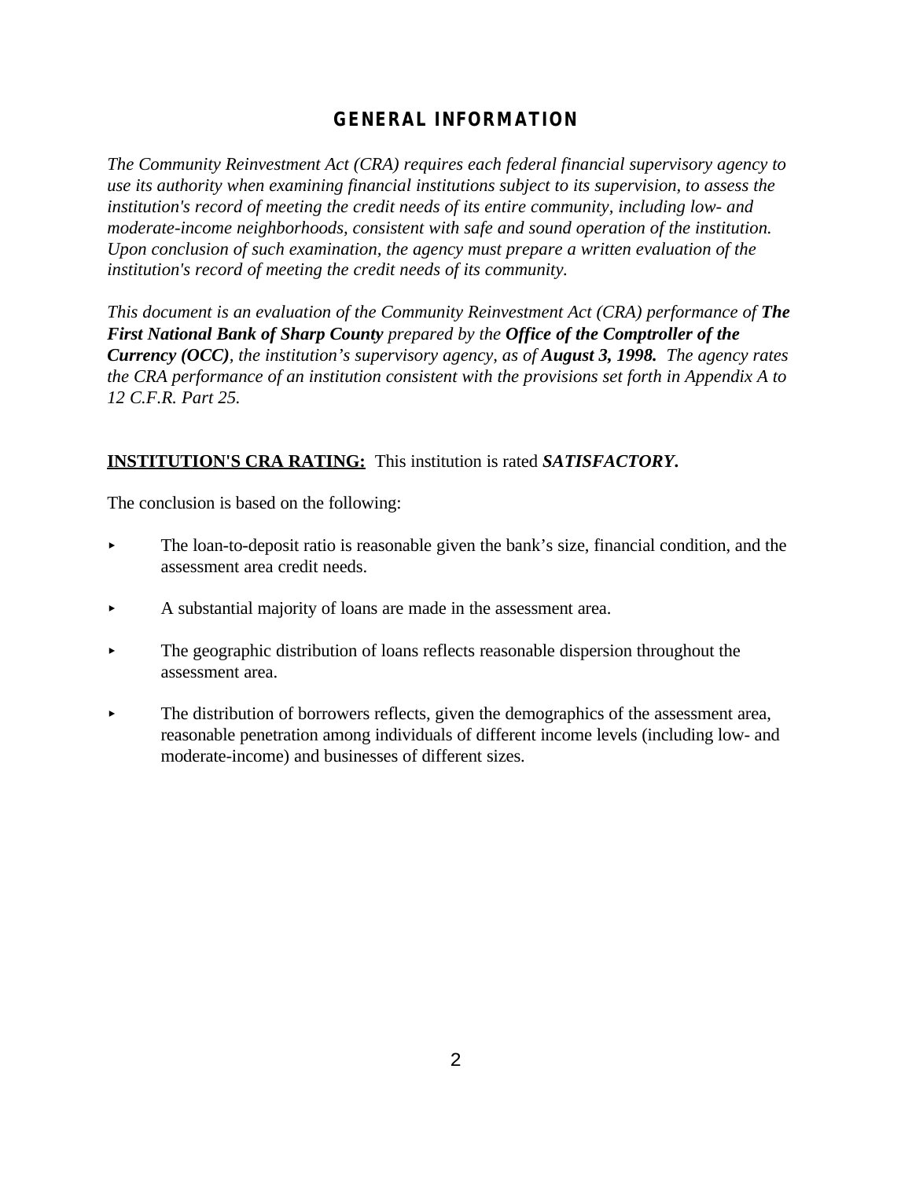## GENERAL INFORMATION

*The Community Reinvestment Act (CRA) requires each federal financial supervisory agency to use its authority when examining financial institutions subject to its supervision, to assess the institution's record of meeting the credit needs of its entire community, including low- and moderate-income neighborhoods, consistent with safe and sound operation of the institution. Upon conclusion of such examination, the agency must prepare a written evaluation of the institution's record of meeting the credit needs of its community.*

*This document is an evaluation of the Community Reinvestment Act (CRA) performance of* ***The First National Bank of Sharp County*** *prepared by the* ***Office of the Comptroller of the Currency (OCC)****, the institution's supervisory agency, as of* ***August 3, 1998.*** *The agency rates the CRA performance of an institution consistent with the provisions set forth in Appendix A to 12 C.F.R. Part 25.*

**INSTITUTION'S CRA RATING:** This institution is rated ***SATISFACTORY.***

The conclusion is based on the following:

- The loan-to-deposit ratio is reasonable given the bank's size, financial condition, and the assessment area credit needs.
- A substantial majority of loans are made in the assessment area.
- The geographic distribution of loans reflects reasonable dispersion throughout the assessment area.
- The distribution of borrowers reflects, given the demographics of the assessment area, reasonable penetration among individuals of different income levels (including low- and moderate-income) and businesses of different sizes.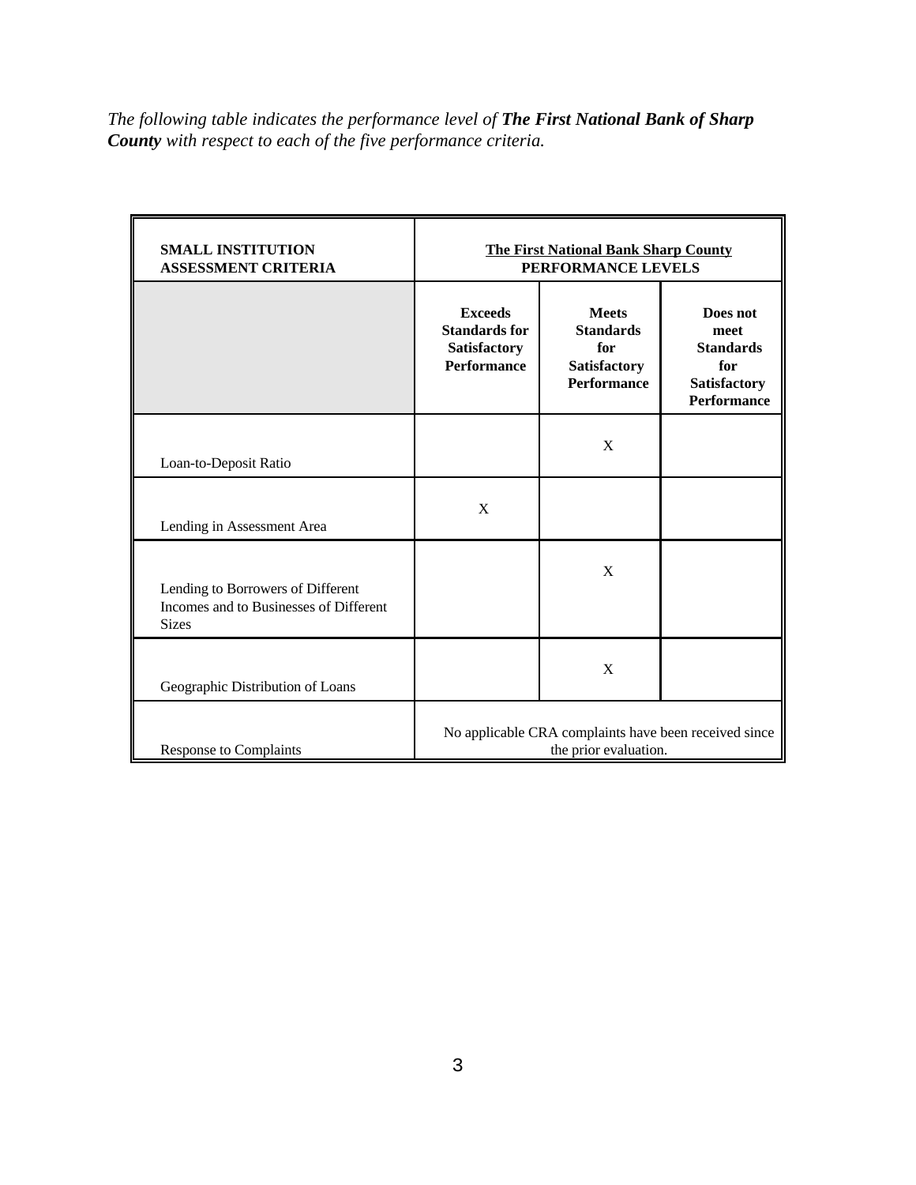*The following table indicates the performance level of **The First National Bank of Sharp County** with respect to each of the five performance criteria.*

| **SMALL INSTITUTION ASSESSMENT CRITERIA** | **The First National Bank Sharp County PERFORMANCE LEVELS** | | |
|---|---|---|---|
| | **Exceeds Standards for Satisfactory Performance** | **Meets Standards for Satisfactory Performance** | **Does not meet Standards for Satisfactory Performance** |
| Loan-to-Deposit Ratio | | X | |
| Lending in Assessment Area | X | | |
| Lending to Borrowers of Different Incomes and to Businesses of Different Sizes | | X | |
| Geographic Distribution of Loans | | X | |
| Response to Complaints | No applicable CRA complaints have been received since the prior evaluation. | | |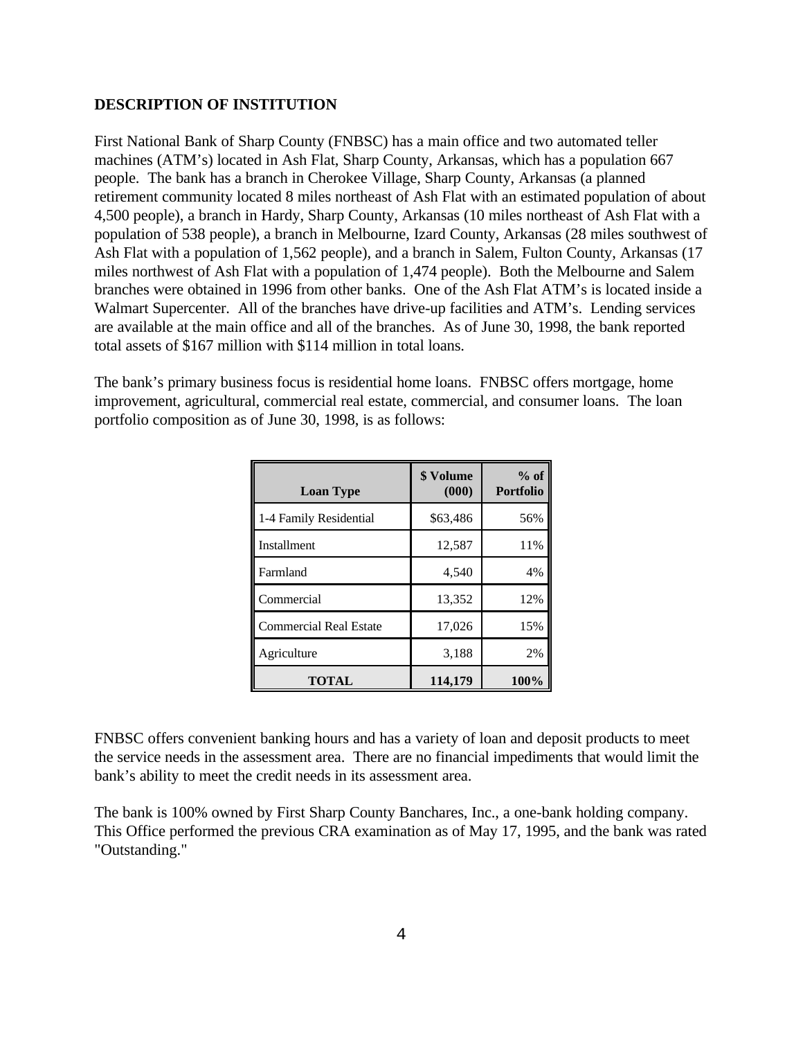## DESCRIPTION OF INSTITUTION

First National Bank of Sharp County (FNBSC) has a main office and two automated teller machines (ATM's) located in Ash Flat, Sharp County, Arkansas, which has a population 667 people. The bank has a branch in Cherokee Village, Sharp County, Arkansas (a planned retirement community located 8 miles northeast of Ash Flat with an estimated population of about 4,500 people), a branch in Hardy, Sharp County, Arkansas (10 miles northeast of Ash Flat with a population of 538 people), a branch in Melbourne, Izard County, Arkansas (28 miles southwest of Ash Flat with a population of 1,562 people), and a branch in Salem, Fulton County, Arkansas (17 miles northwest of Ash Flat with a population of 1,474 people). Both the Melbourne and Salem branches were obtained in 1996 from other banks. One of the Ash Flat ATM's is located inside a Walmart Supercenter. All of the branches have drive-up facilities and ATM's. Lending services are available at the main office and all of the branches. As of June 30, 1998, the bank reported total assets of $167 million with $114 million in total loans.

The bank's primary business focus is residential home loans. FNBSC offers mortgage, home improvement, agricultural, commercial real estate, commercial, and consumer loans. The loan portfolio composition as of June 30, 1998, is as follows:

| Loan Type | $ Volume (000) | % of Portfolio |
|---|---|---|
| 1-4 Family Residential | $63,486 | 56% |
| Installment | 12,587 | 11% |
| Farmland | 4,540 | 4% |
| Commercial | 13,352 | 12% |
| Commercial Real Estate | 17,026 | 15% |
| Agriculture | 3,188 | 2% |
| **TOTAL** | **114,179** | **100%** |

FNBSC offers convenient banking hours and has a variety of loan and deposit products to meet the service needs in the assessment area. There are no financial impediments that would limit the bank's ability to meet the credit needs in its assessment area.

The bank is 100% owned by First Sharp County Banchares, Inc., a one-bank holding company. This Office performed the previous CRA examination as of May 17, 1995, and the bank was rated "Outstanding."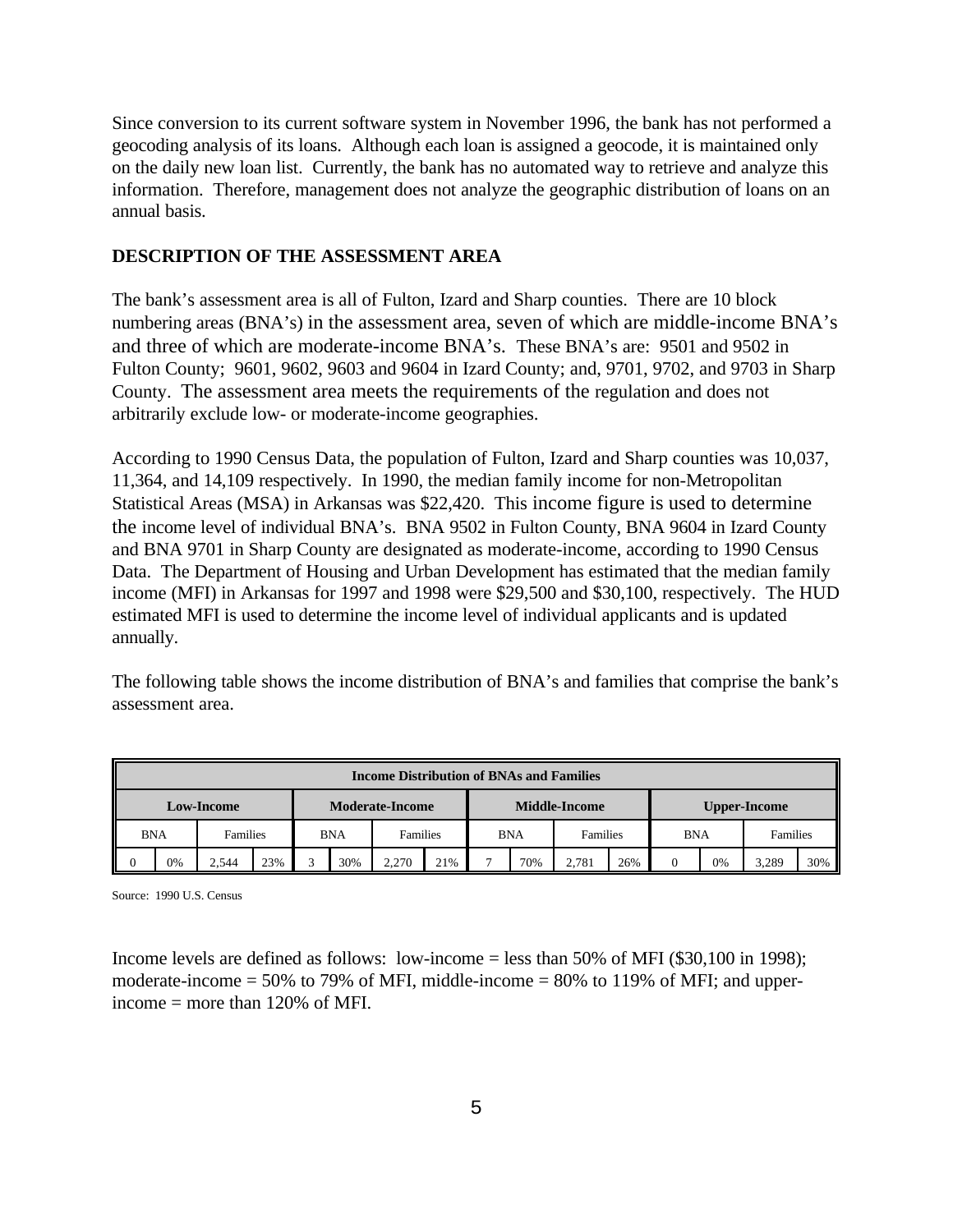Since conversion to its current software system in November 1996, the bank has not performed a geocoding analysis of its loans. Although each loan is assigned a geocode, it is maintained only on the daily new loan list. Currently, the bank has no automated way to retrieve and analyze this information. Therefore, management does not analyze the geographic distribution of loans on an annual basis.

**DESCRIPTION OF THE ASSESSMENT AREA**

The bank's assessment area is all of Fulton, Izard and Sharp counties. There are 10 block numbering areas (BNA's) in the assessment area, seven of which are middle-income BNA's and three of which are moderate-income BNA's. These BNA's are: 9501 and 9502 in Fulton County; 9601, 9602, 9603 and 9604 in Izard County; and, 9701, 9702, and 9703 in Sharp County. The assessment area meets the requirements of the regulation and does not arbitrarily exclude low- or moderate-income geographies.

According to 1990 Census Data, the population of Fulton, Izard and Sharp counties was 10,037, 11,364, and 14,109 respectively. In 1990, the median family income for non-Metropolitan Statistical Areas (MSA) in Arkansas was $22,420. This income figure is used to determine the income level of individual BNA's. BNA 9502 in Fulton County, BNA 9604 in Izard County and BNA 9701 in Sharp County are designated as moderate-income, according to 1990 Census Data. The Department of Housing and Urban Development has estimated that the median family income (MFI) in Arkansas for 1997 and 1998 were $29,500 and $30,100, respectively. The HUD estimated MFI is used to determine the income level of individual applicants and is updated annually.

The following table shows the income distribution of BNA's and families that comprise the bank's assessment area.

| Income Distribution of BNAs and Families | | | | | | | | | | | | | | | |
|---|---|---|---|---|---|---|---|---|---|---|---|---|---|---|---|
| Low-Income | | | | Moderate-Income | | | | Middle-Income | | | | Upper-Income | | | |
| BNA | | Families | | BNA | | Families | | BNA | | Families | | BNA | | Families | |
| 0 | 0% | 2,544 | 23% | 3 | 30% | 2,270 | 21% | 7 | 70% | 2,781 | 26% | 0 | 0% | 3,289 | 30% |

Source: 1990 U.S. Census

Income levels are defined as follows: low-income = less than 50% of MFI ($30,100 in 1998); moderate-income = 50% to 79% of MFI, middle-income = 80% to 119% of MFI; and upper-income = more than 120% of MFI.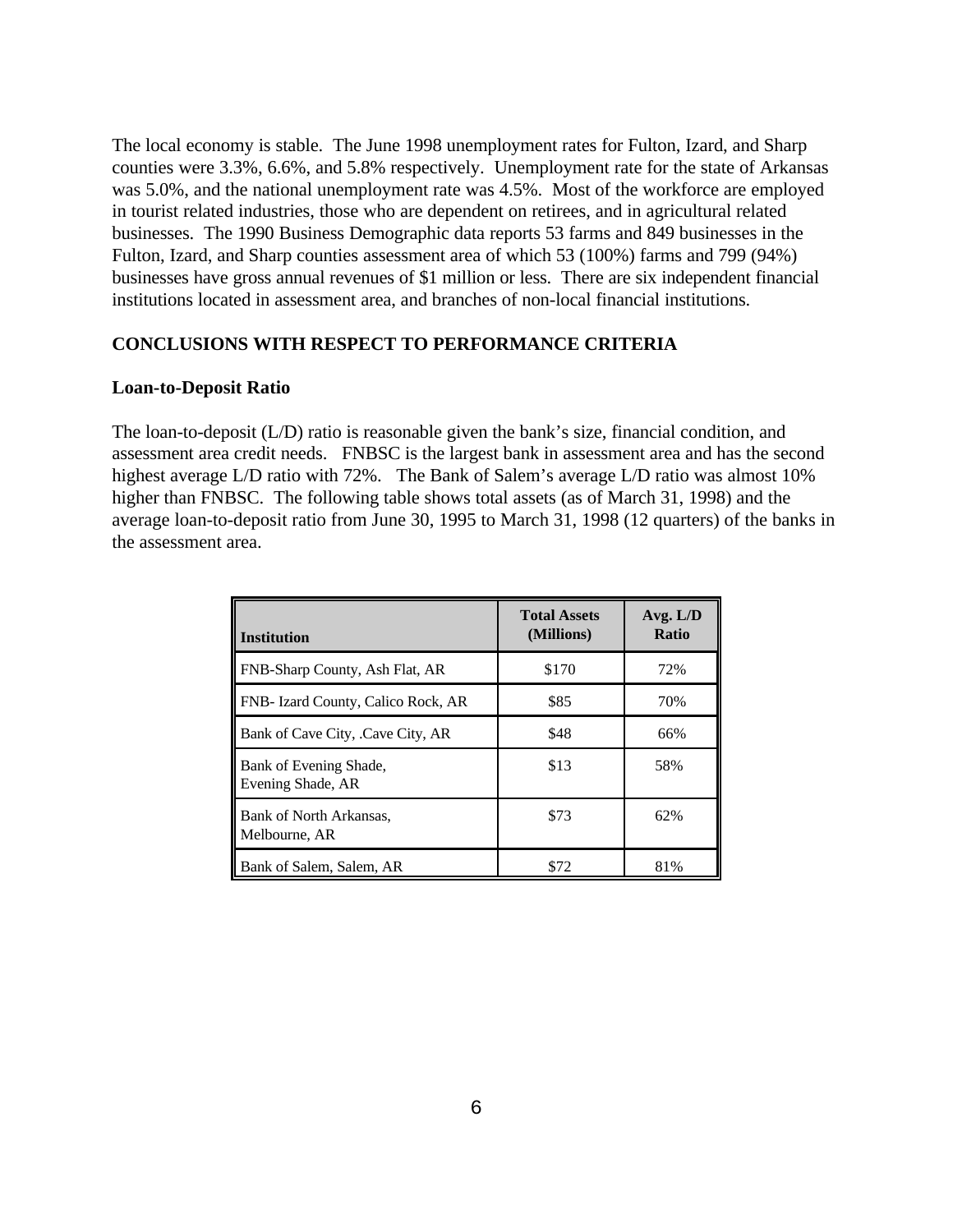The local economy is stable. The June 1998 unemployment rates for Fulton, Izard, and Sharp counties were 3.3%, 6.6%, and 5.8% respectively. Unemployment rate for the state of Arkansas was 5.0%, and the national unemployment rate was 4.5%. Most of the workforce are employed in tourist related industries, those who are dependent on retirees, and in agricultural related businesses. The 1990 Business Demographic data reports 53 farms and 849 businesses in the Fulton, Izard, and Sharp counties assessment area of which 53 (100%) farms and 799 (94%) businesses have gross annual revenues of $1 million or less. There are six independent financial institutions located in assessment area, and branches of non-local financial institutions.

## CONCLUSIONS WITH RESPECT TO PERFORMANCE CRITERIA

### Loan-to-Deposit Ratio

The loan-to-deposit (L/D) ratio is reasonable given the bank's size, financial condition, and assessment area credit needs. FNBSC is the largest bank in assessment area and has the second highest average L/D ratio with 72%. The Bank of Salem's average L/D ratio was almost 10% higher than FNBSC. The following table shows total assets (as of March 31, 1998) and the average loan-to-deposit ratio from June 30, 1995 to March 31, 1998 (12 quarters) of the banks in the assessment area.

| Institution | Total Assets (Millions) | Avg. L/D Ratio |
|---|---|---|
| FNB-Sharp County, Ash Flat, AR | $170 | 72% |
| FNB- Izard County, Calico Rock, AR | $85 | 70% |
| Bank of Cave City, .Cave City, AR | $48 | 66% |
| Bank of Evening Shade, Evening Shade, AR | $13 | 58% |
| Bank of North Arkansas, Melbourne, AR | $73 | 62% |
| Bank of Salem, Salem, AR | $72 | 81% |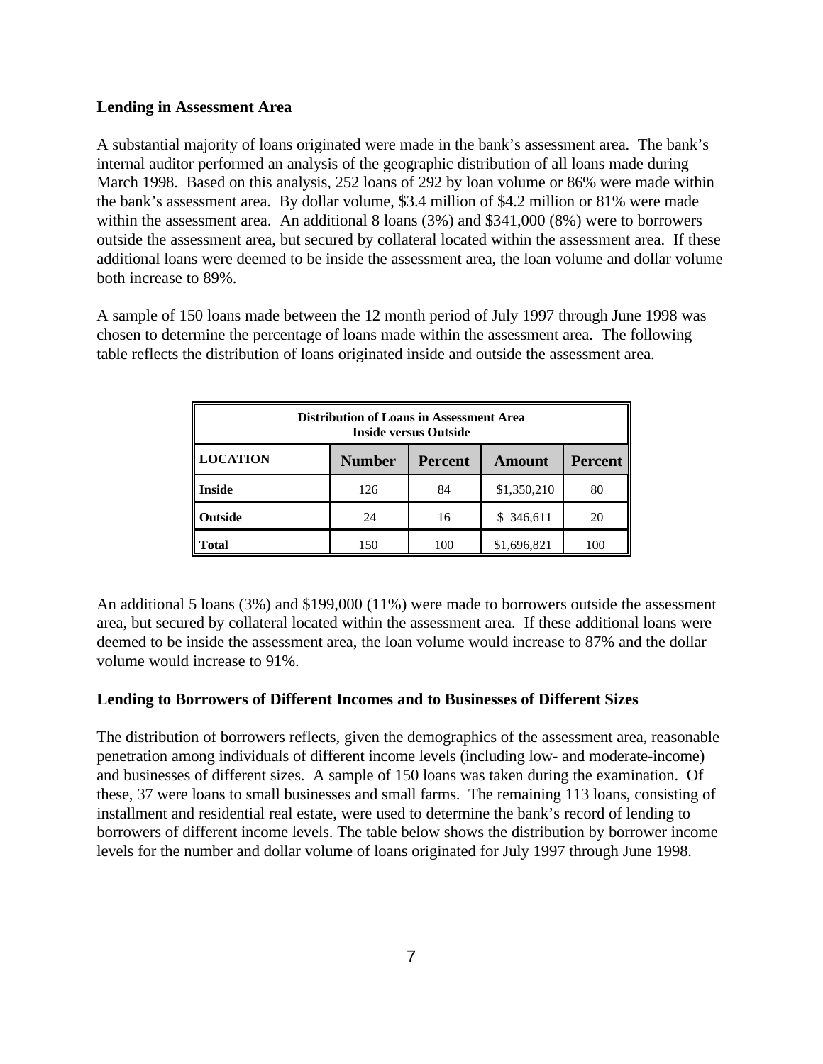**Lending in Assessment Area**

A substantial majority of loans originated were made in the bank's assessment area. The bank's internal auditor performed an analysis of the geographic distribution of all loans made during March 1998. Based on this analysis, 252 loans of 292 by loan volume or 86% were made within the bank's assessment area. By dollar volume, $3.4 million of $4.2 million or 81% were made within the assessment area. An additional 8 loans (3%) and $341,000 (8%) were to borrowers outside the assessment area, but secured by collateral located within the assessment area. If these additional loans were deemed to be inside the assessment area, the loan volume and dollar volume both increase to 89%.

A sample of 150 loans made between the 12 month period of July 1997 through June 1998 was chosen to determine the percentage of loans made within the assessment area. The following table reflects the distribution of loans originated inside and outside the assessment area.

| Distribution of Loans in Assessment Area Inside versus Outside | | | | |
|---|---|---|---|---|
| **LOCATION** | **Number** | **Percent** | **Amount** | **Percent** |
| **Inside** | 126 | 84 | $1,350,210 | 80 |
| **Outside** | 24 | 16 | $ 346,611 | 20 |
| **Total** | 150 | 100 | $1,696,821 | 100 |

An additional 5 loans (3%) and $199,000 (11%) were made to borrowers outside the assessment area, but secured by collateral located within the assessment area. If these additional loans were deemed to be inside the assessment area, the loan volume would increase to 87% and the dollar volume would increase to 91%.

**Lending to Borrowers of Different Incomes and to Businesses of Different Sizes**

The distribution of borrowers reflects, given the demographics of the assessment area, reasonable penetration among individuals of different income levels (including low- and moderate-income) and businesses of different sizes. A sample of 150 loans was taken during the examination. Of these, 37 were loans to small businesses and small farms. The remaining 113 loans, consisting of installment and residential real estate, were used to determine the bank's record of lending to borrowers of different income levels. The table below shows the distribution by borrower income levels for the number and dollar volume of loans originated for July 1997 through June 1998.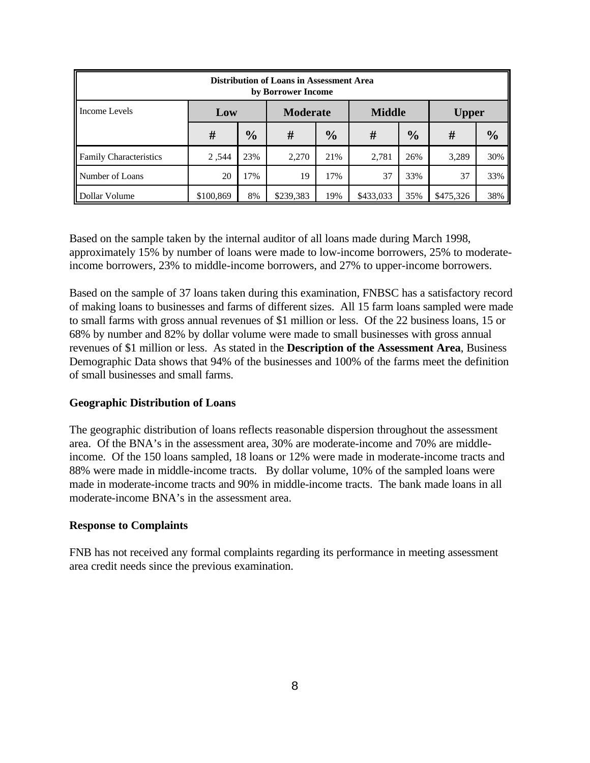| Distribution of Loans in Assessment Area by Borrower Income | | | | | | | | |
|---|---|---|---|---|---|---|---|---|
| Income Levels | Low | | Moderate | | Middle | | Upper | |
| | # | % | # | % | # | % | # | % |
| Family Characteristics | 2 ,544 | 23% | 2,270 | 21% | 2,781 | 26% | 3,289 | 30% |
| Number of Loans | 20 | 17% | 19 | 17% | 37 | 33% | 37 | 33% |
| Dollar Volume | $100,869 | 8% | $239,383 | 19% | $433,033 | 35% | $475,326 | 38% |

Based on the sample taken by the internal auditor of all loans made during March 1998, approximately 15% by number of loans were made to low-income borrowers, 25% to moderate-income borrowers, 23% to middle-income borrowers, and 27% to upper-income borrowers.

Based on the sample of 37 loans taken during this examination, FNBSC has a satisfactory record of making loans to businesses and farms of different sizes. All 15 farm loans sampled were made to small farms with gross annual revenues of $1 million or less. Of the 22 business loans, 15 or 68% by number and 82% by dollar volume were made to small businesses with gross annual revenues of $1 million or less. As stated in the **Description of the Assessment Area**, Business Demographic Data shows that 94% of the businesses and 100% of the farms meet the definition of small businesses and small farms.

**Geographic Distribution of Loans**

The geographic distribution of loans reflects reasonable dispersion throughout the assessment area. Of the BNA's in the assessment area, 30% are moderate-income and 70% are middle-income. Of the 150 loans sampled, 18 loans or 12% were made in moderate-income tracts and 88% were made in middle-income tracts. By dollar volume, 10% of the sampled loans were made in moderate-income tracts and 90% in middle-income tracts. The bank made loans in all moderate-income BNA's in the assessment area.

**Response to Complaints**

FNB has not received any formal complaints regarding its performance in meeting assessment area credit needs since the previous examination.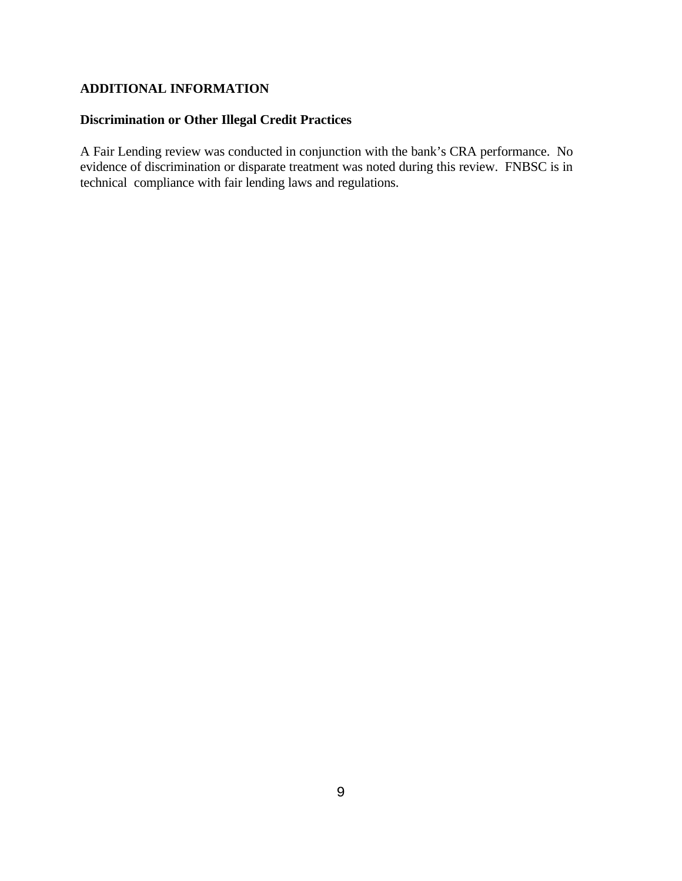**ADDITIONAL INFORMATION**

**Discrimination or Other Illegal Credit Practices**

A Fair Lending review was conducted in conjunction with the bank's CRA performance. No evidence of discrimination or disparate treatment was noted during this review. FNBSC is in technical compliance with fair lending laws and regulations.